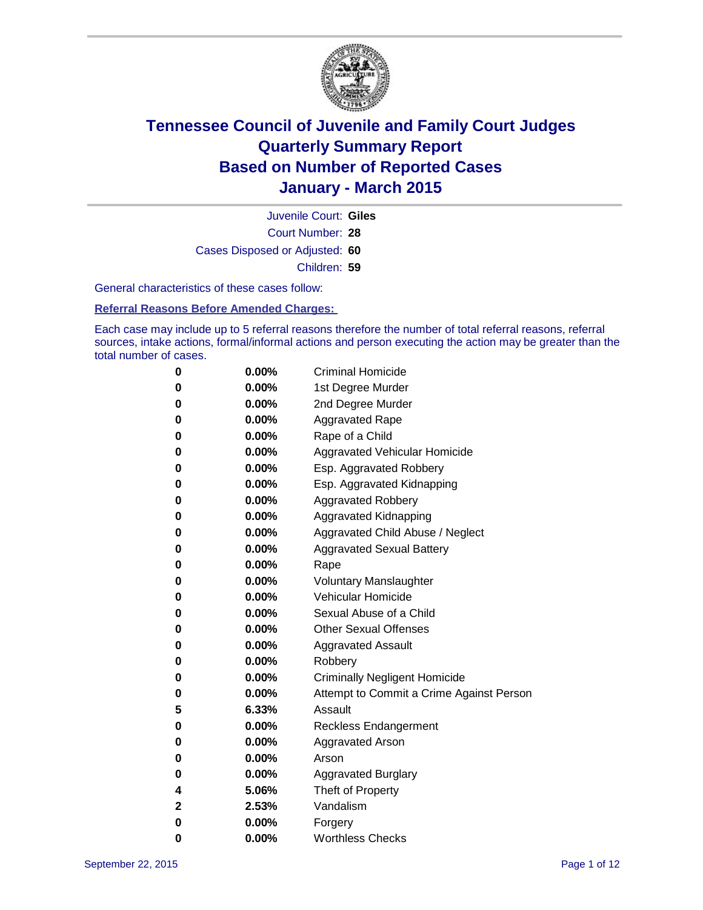# Tennessee Council of Juvenile and Family Court Judges
# Quarterly Summary Report
# Based on Number of Reported Cases
# January - March 2015

Juvenile Court: **Giles**

Court Number: **28**

Cases Disposed or Adjusted: **60**

Children: **59**

General characteristics of these cases follow:

**Referral Reasons Before Amended Charges:**

Each case may include up to 5 referral reasons therefore the number of total referral reasons, referral sources, intake actions, formal/informal actions and person executing the action may be greater than the total number of cases.

| | | |
|---|---|---|
| 0 | 0.00% | Criminal Homicide |
| 0 | 0.00% | 1st Degree Murder |
| 0 | 0.00% | 2nd Degree Murder |
| 0 | 0.00% | Aggravated Rape |
| 0 | 0.00% | Rape of a Child |
| 0 | 0.00% | Aggravated Vehicular Homicide |
| 0 | 0.00% | Esp. Aggravated Robbery |
| 0 | 0.00% | Esp. Aggravated Kidnapping |
| 0 | 0.00% | Aggravated Robbery |
| 0 | 0.00% | Aggravated Kidnapping |
| 0 | 0.00% | Aggravated Child Abuse / Neglect |
| 0 | 0.00% | Aggravated Sexual Battery |
| 0 | 0.00% | Rape |
| 0 | 0.00% | Voluntary Manslaughter |
| 0 | 0.00% | Vehicular Homicide |
| 0 | 0.00% | Sexual Abuse of a Child |
| 0 | 0.00% | Other Sexual Offenses |
| 0 | 0.00% | Aggravated Assault |
| 0 | 0.00% | Robbery |
| 0 | 0.00% | Criminally Negligent Homicide |
| 0 | 0.00% | Attempt to Commit a Crime Against Person |
| 5 | 6.33% | Assault |
| 0 | 0.00% | Reckless Endangerment |
| 0 | 0.00% | Aggravated Arson |
| 0 | 0.00% | Arson |
| 0 | 0.00% | Aggravated Burglary |
| 4 | 5.06% | Theft of Property |
| 2 | 2.53% | Vandalism |
| 0 | 0.00% | Forgery |
| 0 | 0.00% | Worthless Checks |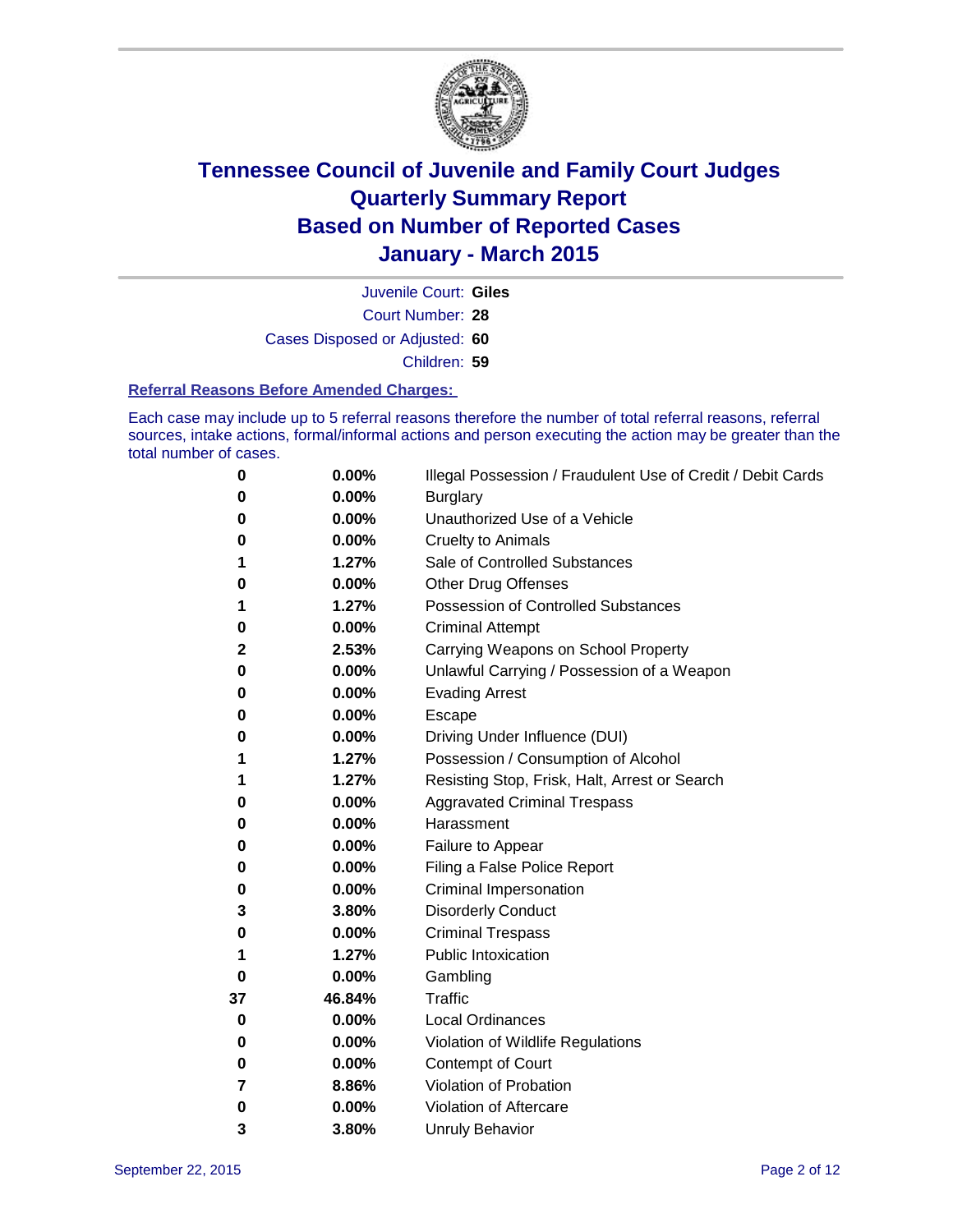# Tennessee Council of Juvenile and Family Court Judges
# Quarterly Summary Report
# Based on Number of Reported Cases
# January - March 2015

Juvenile Court: **Giles**

Court Number: **28**

Cases Disposed or Adjusted: **60**

Children: **59**

### Referral Reasons Before Amended Charges:

Each case may include up to 5 referral reasons therefore the number of total referral reasons, referral sources, intake actions, formal/informal actions and person executing the action may be greater than the total number of cases.

| | | |
|---|---|---|
| **0** | **0.00%** | Illegal Possession / Fraudulent Use of Credit / Debit Cards |
| **0** | **0.00%** | Burglary |
| **0** | **0.00%** | Unauthorized Use of a Vehicle |
| **0** | **0.00%** | Cruelty to Animals |
| **1** | **1.27%** | Sale of Controlled Substances |
| **0** | **0.00%** | Other Drug Offenses |
| **1** | **1.27%** | Possession of Controlled Substances |
| **0** | **0.00%** | Criminal Attempt |
| **2** | **2.53%** | Carrying Weapons on School Property |
| **0** | **0.00%** | Unlawful Carrying / Possession of a Weapon |
| **0** | **0.00%** | Evading Arrest |
| **0** | **0.00%** | Escape |
| **0** | **0.00%** | Driving Under Influence (DUI) |
| **1** | **1.27%** | Possession / Consumption of Alcohol |
| **1** | **1.27%** | Resisting Stop, Frisk, Halt, Arrest or Search |
| **0** | **0.00%** | Aggravated Criminal Trespass |
| **0** | **0.00%** | Harassment |
| **0** | **0.00%** | Failure to Appear |
| **0** | **0.00%** | Filing a False Police Report |
| **0** | **0.00%** | Criminal Impersonation |
| **3** | **3.80%** | Disorderly Conduct |
| **0** | **0.00%** | Criminal Trespass |
| **1** | **1.27%** | Public Intoxication |
| **0** | **0.00%** | Gambling |
| **37** | **46.84%** | Traffic |
| **0** | **0.00%** | Local Ordinances |
| **0** | **0.00%** | Violation of Wildlife Regulations |
| **0** | **0.00%** | Contempt of Court |
| **7** | **8.86%** | Violation of Probation |
| **0** | **0.00%** | Violation of Aftercare |
| **3** | **3.80%** | Unruly Behavior |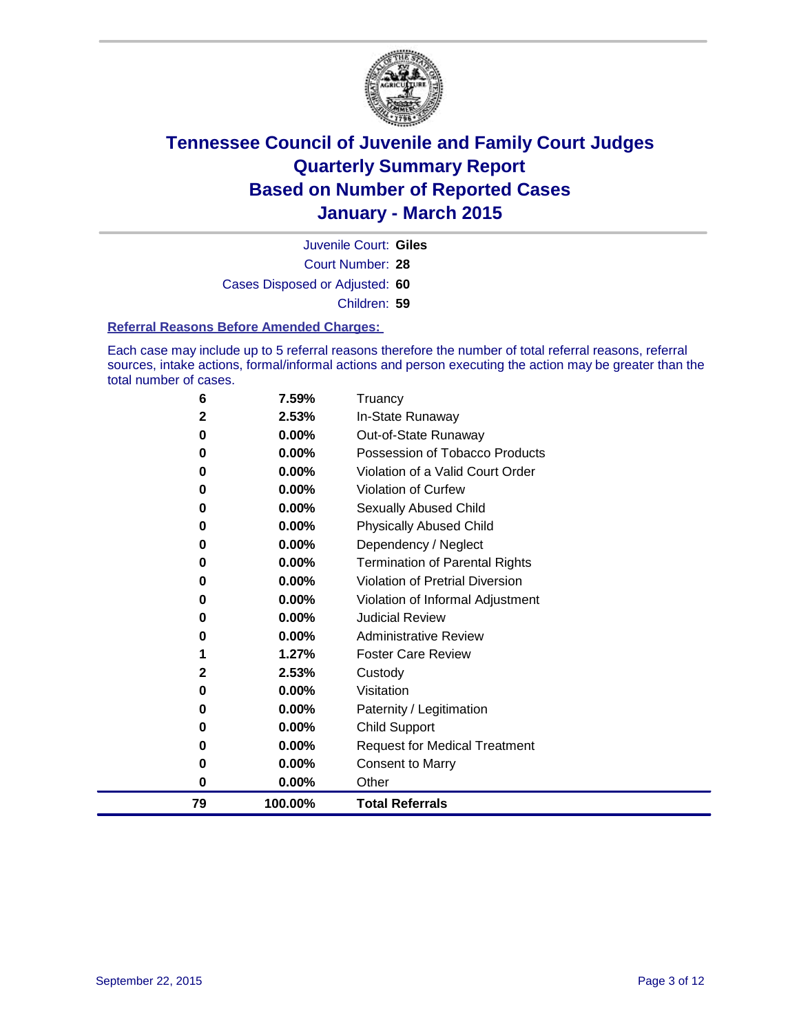# Tennessee Council of Juvenile and Family Court Judges
## Quarterly Summary Report
## Based on Number of Reported Cases
## January - March 2015

Juvenile Court: **Giles**

Court Number: **28**

Cases Disposed or Adjusted: **60**

Children: **59**

### Referral Reasons Before Amended Charges:

Each case may include up to 5 referral reasons therefore the number of total referral reasons, referral sources, intake actions, formal/informal actions and person executing the action may be greater than the total number of cases.

| | | |
|---|---|---|
| 6 | 7.59% | Truancy |
| 2 | 2.53% | In-State Runaway |
| 0 | 0.00% | Out-of-State Runaway |
| 0 | 0.00% | Possession of Tobacco Products |
| 0 | 0.00% | Violation of a Valid Court Order |
| 0 | 0.00% | Violation of Curfew |
| 0 | 0.00% | Sexually Abused Child |
| 0 | 0.00% | Physically Abused Child |
| 0 | 0.00% | Dependency / Neglect |
| 0 | 0.00% | Termination of Parental Rights |
| 0 | 0.00% | Violation of Pretrial Diversion |
| 0 | 0.00% | Violation of Informal Adjustment |
| 0 | 0.00% | Judicial Review |
| 0 | 0.00% | Administrative Review |
| 1 | 1.27% | Foster Care Review |
| 2 | 2.53% | Custody |
| 0 | 0.00% | Visitation |
| 0 | 0.00% | Paternity / Legitimation |
| 0 | 0.00% | Child Support |
| 0 | 0.00% | Request for Medical Treatment |
| 0 | 0.00% | Consent to Marry |
| 0 | 0.00% | Other |
| **79** | **100.00%** | **Total Referrals** |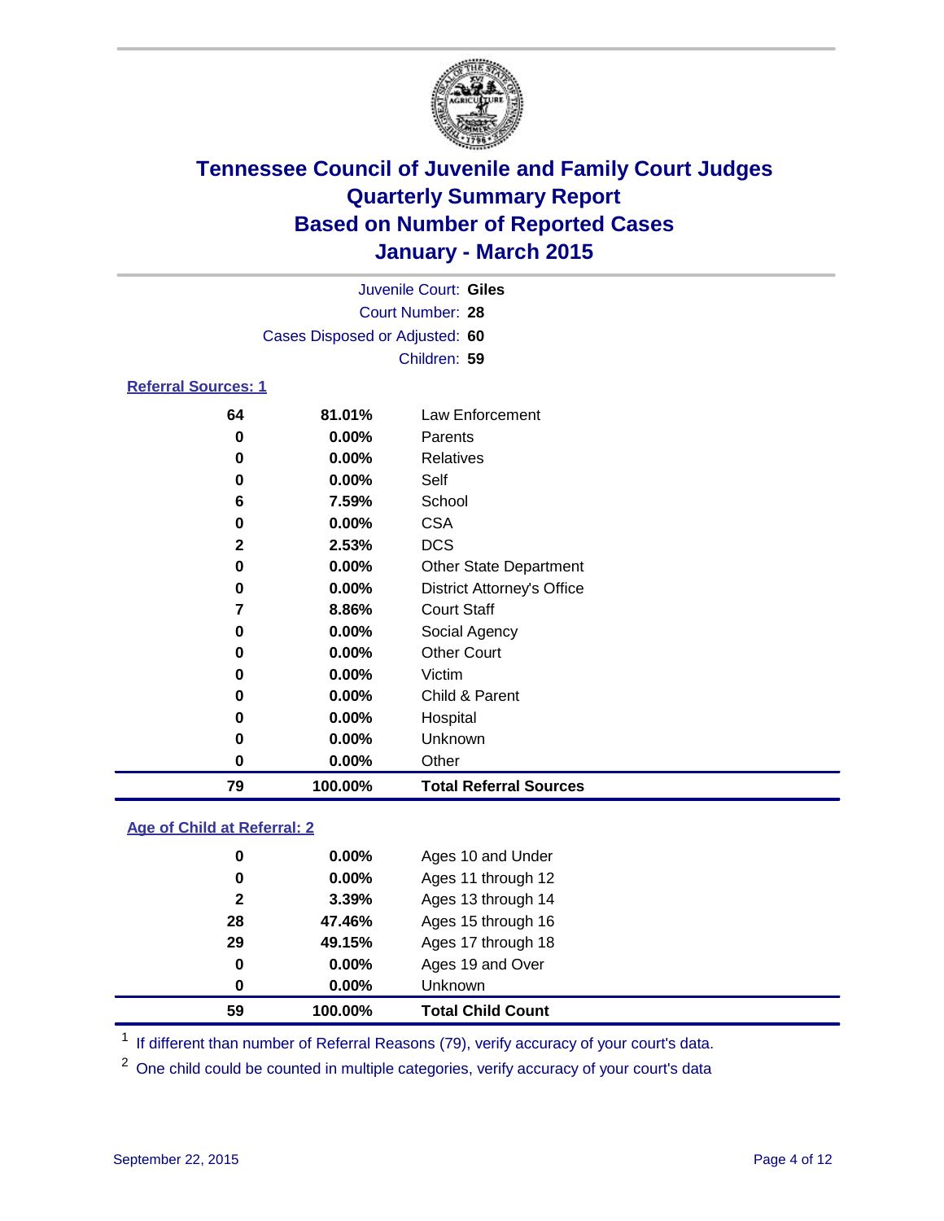# Tennessee Council of Juvenile and Family Court Judges
## Quarterly Summary Report
## Based on Number of Reported Cases
## January - March 2015

Juvenile Court: **Giles**

Court Number: **28**

Cases Disposed or Adjusted: **60**

Children: **59**

### Referral Sources: 1

| | | |
|---|---|---|
| 64 | 81.01% | Law Enforcement |
| 0 | 0.00% | Parents |
| 0 | 0.00% | Relatives |
| 0 | 0.00% | Self |
| 6 | 7.59% | School |
| 0 | 0.00% | CSA |
| 2 | 2.53% | DCS |
| 0 | 0.00% | Other State Department |
| 0 | 0.00% | District Attorney's Office |
| 7 | 8.86% | Court Staff |
| 0 | 0.00% | Social Agency |
| 0 | 0.00% | Other Court |
| 0 | 0.00% | Victim |
| 0 | 0.00% | Child & Parent |
| 0 | 0.00% | Hospital |
| 0 | 0.00% | Unknown |
| 0 | 0.00% | Other |
| **79** | **100.00%** | **Total Referral Sources** |

### Age of Child at Referral: 2

| | | |
|---|---|---|
| 0 | 0.00% | Ages 10 and Under |
| 0 | 0.00% | Ages 11 through 12 |
| 2 | 3.39% | Ages 13 through 14 |
| 28 | 47.46% | Ages 15 through 16 |
| 29 | 49.15% | Ages 17 through 18 |
| 0 | 0.00% | Ages 19 and Over |
| 0 | 0.00% | Unknown |
| **59** | **100.00%** | **Total Child Count** |

[1] If different than number of Referral Reasons (79), verify accuracy of your court's data.

[2] One child could be counted in multiple categories, verify accuracy of your court's data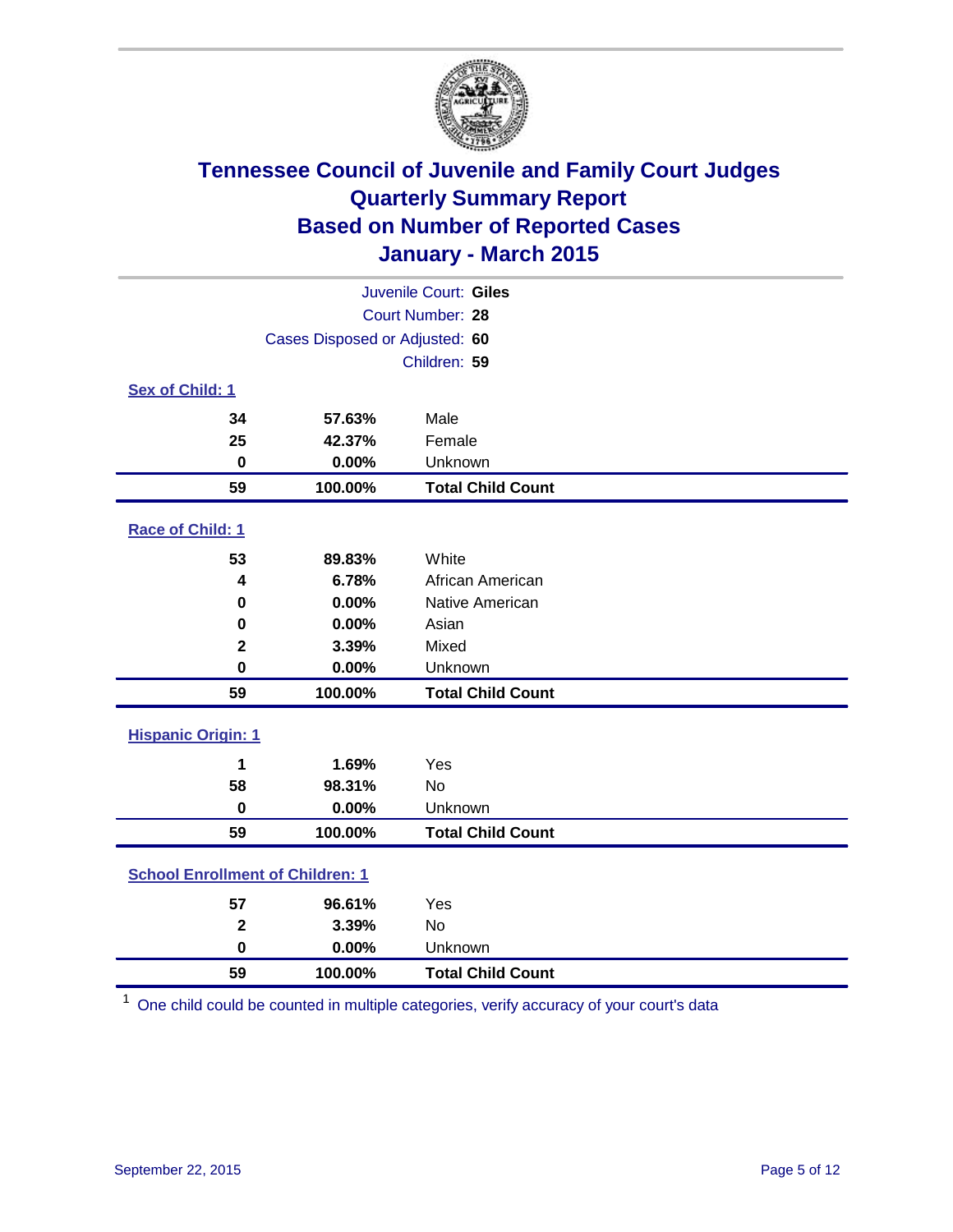# Tennessee Council of Juvenile and Family Court Judges
## Quarterly Summary Report
## Based on Number of Reported Cases
## January - March 2015

Juvenile Court: **Giles**

Court Number: **28**

Cases Disposed or Adjusted: **60**

Children: **59**

### Sex of Child: 1

| Count | Percent | Category |
|---|---|---|
| **34** | **57.63%** | Male |
| **25** | **42.37%** | Female |
| **0** | **0.00%** | Unknown |
| **59** | **100.00%** | **Total Child Count** |

### Race of Child: 1

| Count | Percent | Category |
|---|---|---|
| **53** | **89.83%** | White |
| **4** | **6.78%** | African American |
| **0** | **0.00%** | Native American |
| **0** | **0.00%** | Asian |
| **2** | **3.39%** | Mixed |
| **0** | **0.00%** | Unknown |
| **59** | **100.00%** | **Total Child Count** |

### Hispanic Origin: 1

| Count | Percent | Category |
|---|---|---|
| **1** | **1.69%** | Yes |
| **58** | **98.31%** | No |
| **0** | **0.00%** | Unknown |
| **59** | **100.00%** | **Total Child Count** |

### School Enrollment of Children: 1

| Count | Percent | Category |
|---|---|---|
| **57** | **96.61%** | Yes |
| **2** | **3.39%** | No |
| **0** | **0.00%** | Unknown |
| **59** | **100.00%** | **Total Child Count** |

[1] One child could be counted in multiple categories, verify accuracy of your court's data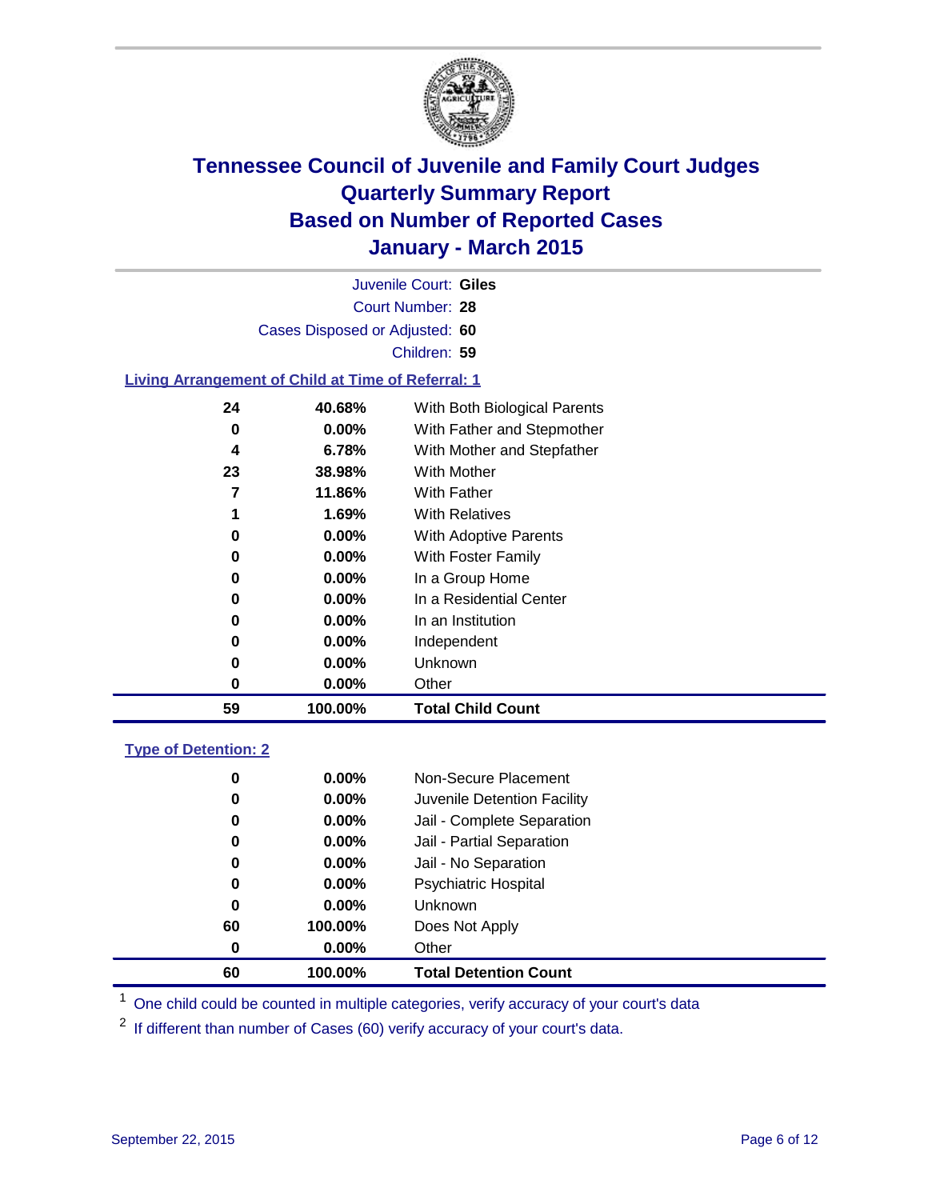# Tennessee Council of Juvenile and Family Court Judges
## Quarterly Summary Report
## Based on Number of Reported Cases
## January - March 2015

Juvenile Court: **Giles**

Court Number: **28**

Cases Disposed or Adjusted: **60**

Children: **59**

### Living Arrangement of Child at Time of Referral: 1

| Count | Percent | Living Arrangement |
|---|---|---|
| 24 | 40.68% | With Both Biological Parents |
| 0 | 0.00% | With Father and Stepmother |
| 4 | 6.78% | With Mother and Stepfather |
| 23 | 38.98% | With Mother |
| 7 | 11.86% | With Father |
| 1 | 1.69% | With Relatives |
| 0 | 0.00% | With Adoptive Parents |
| 0 | 0.00% | With Foster Family |
| 0 | 0.00% | In a Group Home |
| 0 | 0.00% | In a Residential Center |
| 0 | 0.00% | In an Institution |
| 0 | 0.00% | Independent |
| 0 | 0.00% | Unknown |
| 0 | 0.00% | Other |
| **59** | **100.00%** | **Total Child Count** |

### Type of Detention: 2

| Count | Percent | Type of Detention |
|---|---|---|
| 0 | 0.00% | Non-Secure Placement |
| 0 | 0.00% | Juvenile Detention Facility |
| 0 | 0.00% | Jail - Complete Separation |
| 0 | 0.00% | Jail - Partial Separation |
| 0 | 0.00% | Jail - No Separation |
| 0 | 0.00% | Psychiatric Hospital |
| 0 | 0.00% | Unknown |
| 60 | 100.00% | Does Not Apply |
| 0 | 0.00% | Other |
| **60** | **100.00%** | **Total Detention Count** |

[1] One child could be counted in multiple categories, verify accuracy of your court's data

[2] If different than number of Cases (60) verify accuracy of your court's data.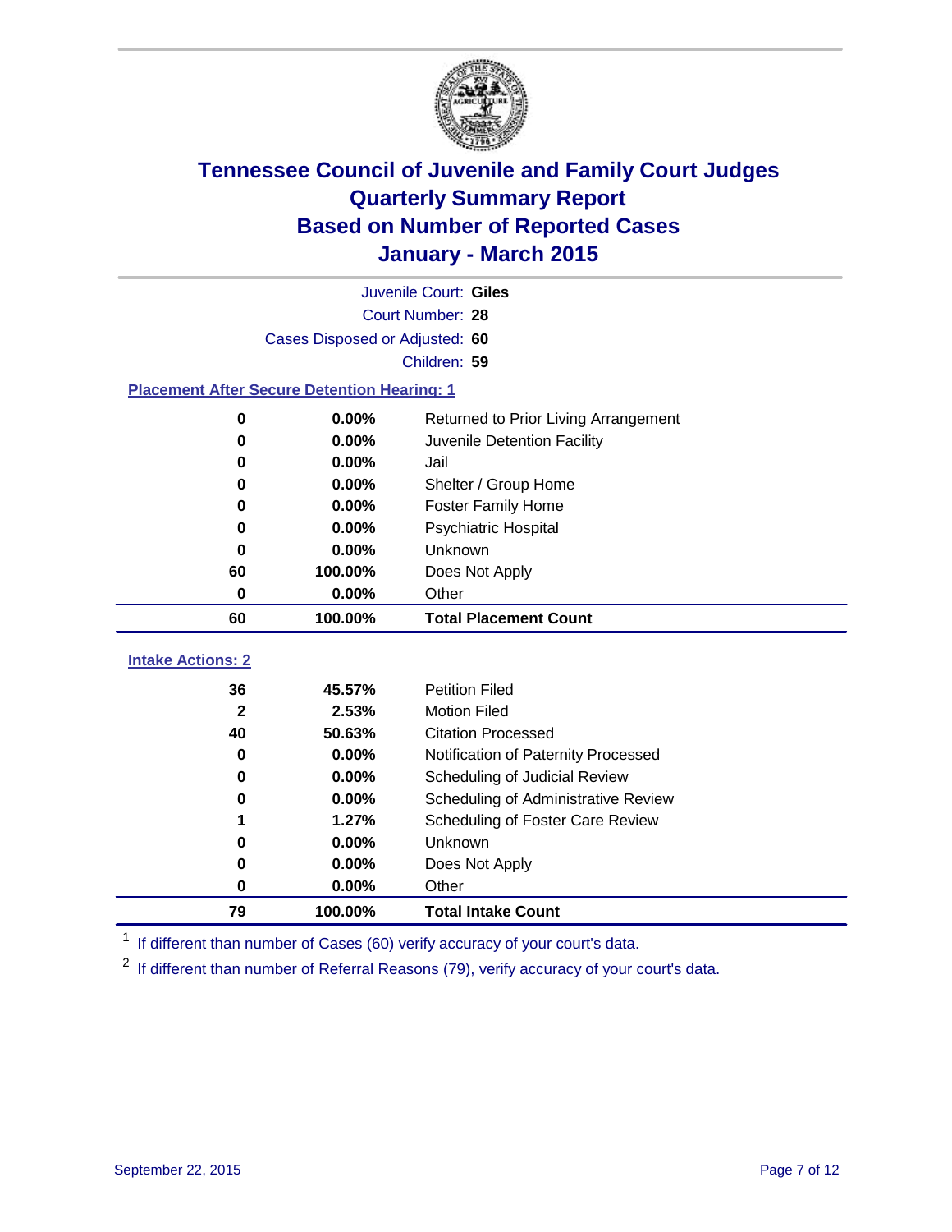# Tennessee Council of Juvenile and Family Court Judges
# Quarterly Summary Report
# Based on Number of Reported Cases
# January - March 2015

Juvenile Court: **Giles**

Court Number: **28**

Cases Disposed or Adjusted: **60**

Children: **59**

### Placement After Secure Detention Hearing: 1

| Count | Percent | Placement |
|---|---|---|
| 0 | 0.00% | Returned to Prior Living Arrangement |
| 0 | 0.00% | Juvenile Detention Facility |
| 0 | 0.00% | Jail |
| 0 | 0.00% | Shelter / Group Home |
| 0 | 0.00% | Foster Family Home |
| 0 | 0.00% | Psychiatric Hospital |
| 0 | 0.00% | Unknown |
| 60 | 100.00% | Does Not Apply |
| 0 | 0.00% | Other |
| **60** | **100.00%** | **Total Placement Count** |

### Intake Actions: 2

| Count | Percent | Intake Action |
|---|---|---|
| 36 | 45.57% | Petition Filed |
| 2 | 2.53% | Motion Filed |
| 40 | 50.63% | Citation Processed |
| 0 | 0.00% | Notification of Paternity Processed |
| 0 | 0.00% | Scheduling of Judicial Review |
| 0 | 0.00% | Scheduling of Administrative Review |
| 1 | 1.27% | Scheduling of Foster Care Review |
| 0 | 0.00% | Unknown |
| 0 | 0.00% | Does Not Apply |
| 0 | 0.00% | Other |
| **79** | **100.00%** | **Total Intake Count** |

[1] If different than number of Cases (60) verify accuracy of your court's data.

[2] If different than number of Referral Reasons (79), verify accuracy of your court's data.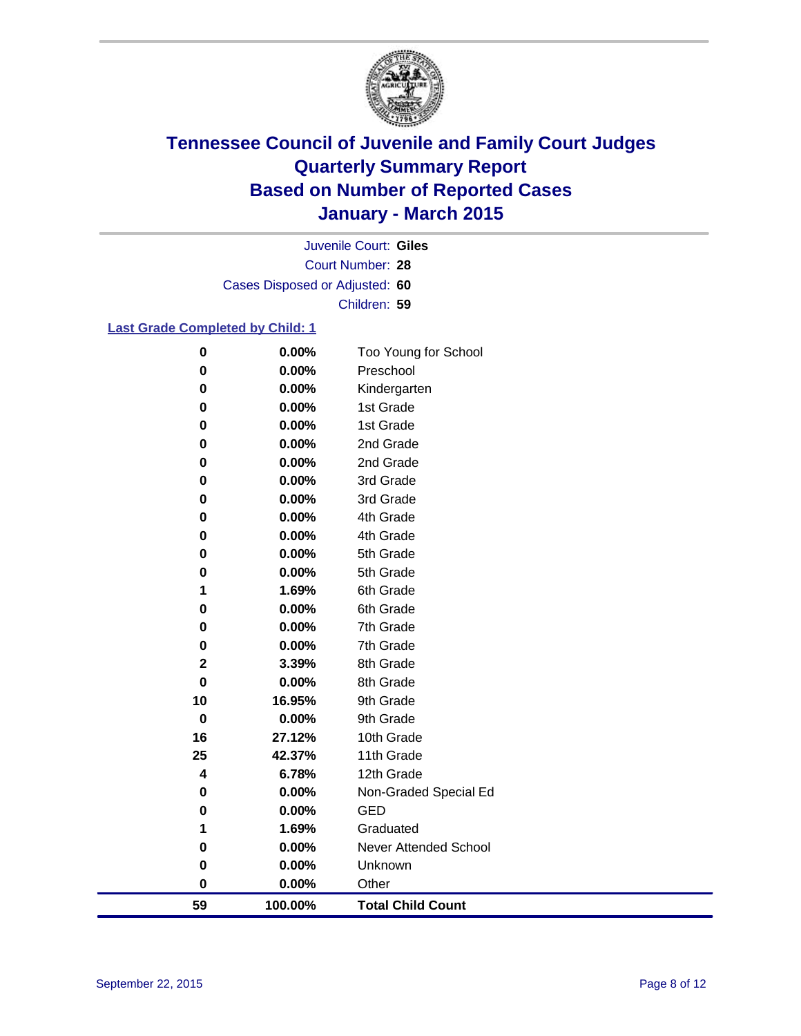# Tennessee Council of Juvenile and Family Court Judges
## Quarterly Summary Report
## Based on Number of Reported Cases
## January - March 2015

Juvenile Court: **Giles**
Court Number: **28**
Cases Disposed or Adjusted: **60**
Children: **59**

### Last Grade Completed by Child: 1

| | | |
|---|---|---|
| 0 | 0.00% | Too Young for School |
| 0 | 0.00% | Preschool |
| 0 | 0.00% | Kindergarten |
| 0 | 0.00% | 1st Grade |
| 0 | 0.00% | 1st Grade |
| 0 | 0.00% | 2nd Grade |
| 0 | 0.00% | 2nd Grade |
| 0 | 0.00% | 3rd Grade |
| 0 | 0.00% | 3rd Grade |
| 0 | 0.00% | 4th Grade |
| 0 | 0.00% | 4th Grade |
| 0 | 0.00% | 5th Grade |
| 0 | 0.00% | 5th Grade |
| 1 | 1.69% | 6th Grade |
| 0 | 0.00% | 6th Grade |
| 0 | 0.00% | 7th Grade |
| 0 | 0.00% | 7th Grade |
| 2 | 3.39% | 8th Grade |
| 0 | 0.00% | 8th Grade |
| 10 | 16.95% | 9th Grade |
| 0 | 0.00% | 9th Grade |
| 16 | 27.12% | 10th Grade |
| 25 | 42.37% | 11th Grade |
| 4 | 6.78% | 12th Grade |
| 0 | 0.00% | Non-Graded Special Ed |
| 0 | 0.00% | GED |
| 1 | 1.69% | Graduated |
| 0 | 0.00% | Never Attended School |
| 0 | 0.00% | Unknown |
| 0 | 0.00% | Other |
| **59** | **100.00%** | **Total Child Count** |

September 22, 2015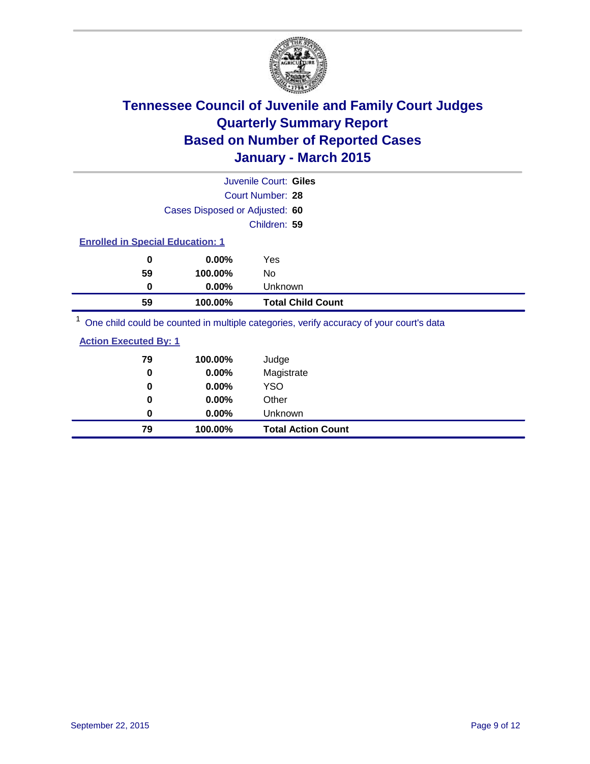# Tennessee Council of Juvenile and Family Court Judges
# Quarterly Summary Report
# Based on Number of Reported Cases
# January - March 2015

Juvenile Court: **Giles**

Court Number: **28**

Cases Disposed or Adjusted: **60**

Children: **59**

**Enrolled in Special Education: 1**

| | | |
|---|---|---|
| 0 | 0.00% | Yes |
| 59 | 100.00% | No |
| 0 | 0.00% | Unknown |
| **59** | **100.00%** | **Total Child Count** |

[1] One child could be counted in multiple categories, verify accuracy of your court's data

**Action Executed By: 1**

| | | |
|---|---|---|
| 79 | 100.00% | Judge |
| 0 | 0.00% | Magistrate |
| 0 | 0.00% | YSO |
| 0 | 0.00% | Other |
| 0 | 0.00% | Unknown |
| **79** | **100.00%** | **Total Action Count** |

September 22, 2015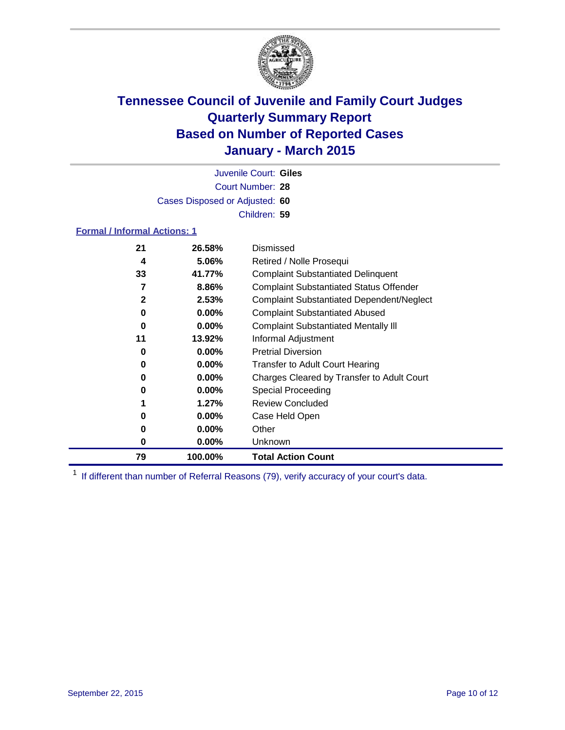# Tennessee Council of Juvenile and Family Court Judges
# Quarterly Summary Report
# Based on Number of Reported Cases
# January - March 2015

Juvenile Court: **Giles**
Court Number: **28**
Cases Disposed or Adjusted: **60**
Children: **59**

### Formal / Informal Actions: 1

| Count | Percent | Action |
|---|---|---|
| 21 | 26.58% | Dismissed |
| 4 | 5.06% | Retired / Nolle Prosequi |
| 33 | 41.77% | Complaint Substantiated Delinquent |
| 7 | 8.86% | Complaint Substantiated Status Offender |
| 2 | 2.53% | Complaint Substantiated Dependent/Neglect |
| 0 | 0.00% | Complaint Substantiated Abused |
| 0 | 0.00% | Complaint Substantiated Mentally Ill |
| 11 | 13.92% | Informal Adjustment |
| 0 | 0.00% | Pretrial Diversion |
| 0 | 0.00% | Transfer to Adult Court Hearing |
| 0 | 0.00% | Charges Cleared by Transfer to Adult Court |
| 0 | 0.00% | Special Proceeding |
| 1 | 1.27% | Review Concluded |
| 0 | 0.00% | Case Held Open |
| 0 | 0.00% | Other |
| 0 | 0.00% | Unknown |
| **79** | **100.00%** | **Total Action Count** |

[1] If different than number of Referral Reasons (79), verify accuracy of your court's data.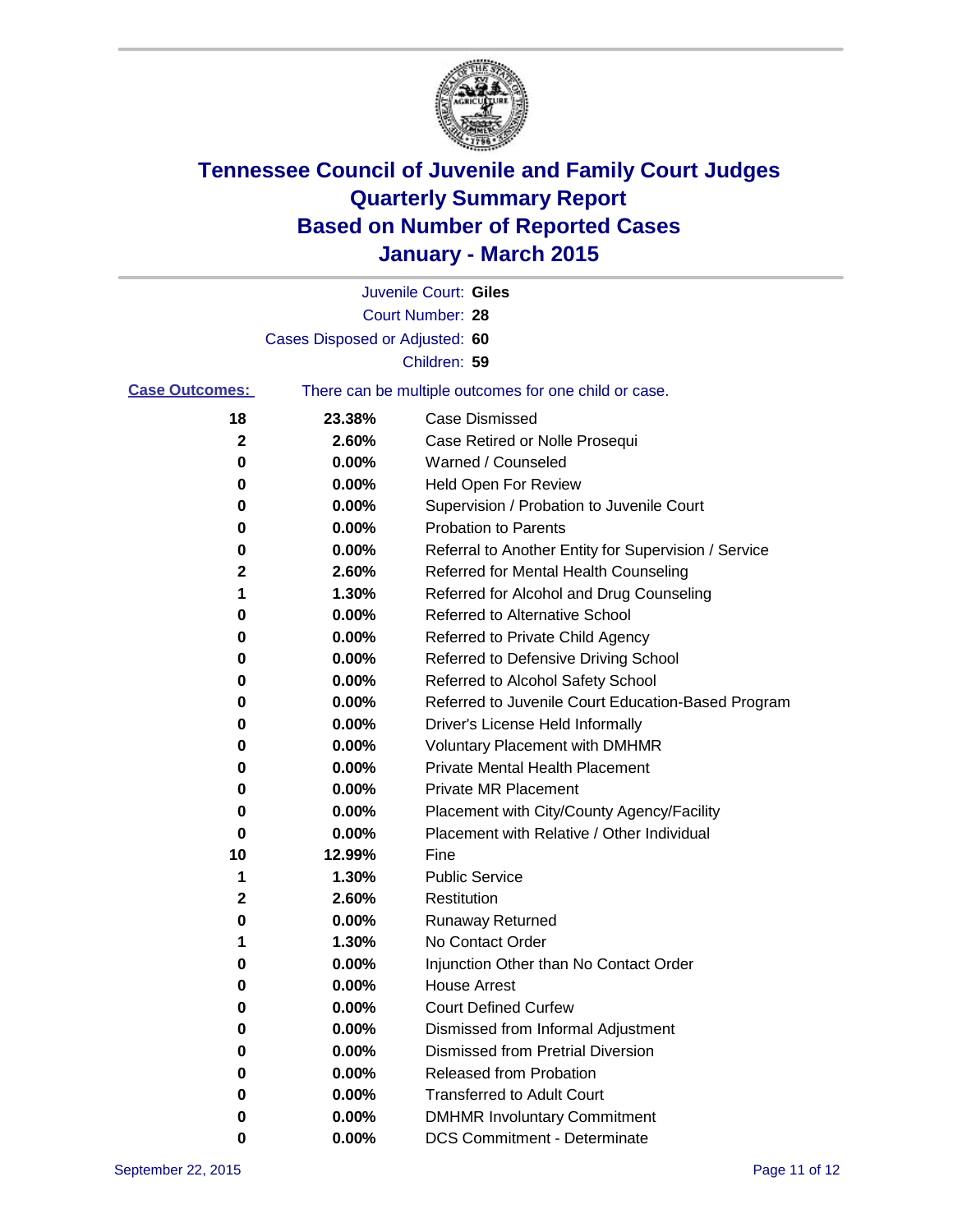# Tennessee Council of Juvenile and Family Court Judges
## Quarterly Summary Report
## Based on Number of Reported Cases
## January - March 2015

Juvenile Court: **Giles**

Court Number: **28**

Cases Disposed or Adjusted: **60**

Children: **59**

**Case Outcomes:** There can be multiple outcomes for one child or case.

| Count | Percent | Outcome |
|---|---|---|
| 18 | 23.38% | Case Dismissed |
| 2 | 2.60% | Case Retired or Nolle Prosequi |
| 0 | 0.00% | Warned / Counseled |
| 0 | 0.00% | Held Open For Review |
| 0 | 0.00% | Supervision / Probation to Juvenile Court |
| 0 | 0.00% | Probation to Parents |
| 0 | 0.00% | Referral to Another Entity for Supervision / Service |
| 2 | 2.60% | Referred for Mental Health Counseling |
| 1 | 1.30% | Referred for Alcohol and Drug Counseling |
| 0 | 0.00% | Referred to Alternative School |
| 0 | 0.00% | Referred to Private Child Agency |
| 0 | 0.00% | Referred to Defensive Driving School |
| 0 | 0.00% | Referred to Alcohol Safety School |
| 0 | 0.00% | Referred to Juvenile Court Education-Based Program |
| 0 | 0.00% | Driver's License Held Informally |
| 0 | 0.00% | Voluntary Placement with DMHMR |
| 0 | 0.00% | Private Mental Health Placement |
| 0 | 0.00% | Private MR Placement |
| 0 | 0.00% | Placement with City/County Agency/Facility |
| 0 | 0.00% | Placement with Relative / Other Individual |
| 10 | 12.99% | Fine |
| 1 | 1.30% | Public Service |
| 2 | 2.60% | Restitution |
| 0 | 0.00% | Runaway Returned |
| 1 | 1.30% | No Contact Order |
| 0 | 0.00% | Injunction Other than No Contact Order |
| 0 | 0.00% | House Arrest |
| 0 | 0.00% | Court Defined Curfew |
| 0 | 0.00% | Dismissed from Informal Adjustment |
| 0 | 0.00% | Dismissed from Pretrial Diversion |
| 0 | 0.00% | Released from Probation |
| 0 | 0.00% | Transferred to Adult Court |
| 0 | 0.00% | DMHMR Involuntary Commitment |
| 0 | 0.00% | DCS Commitment - Determinate |

September 22, 2015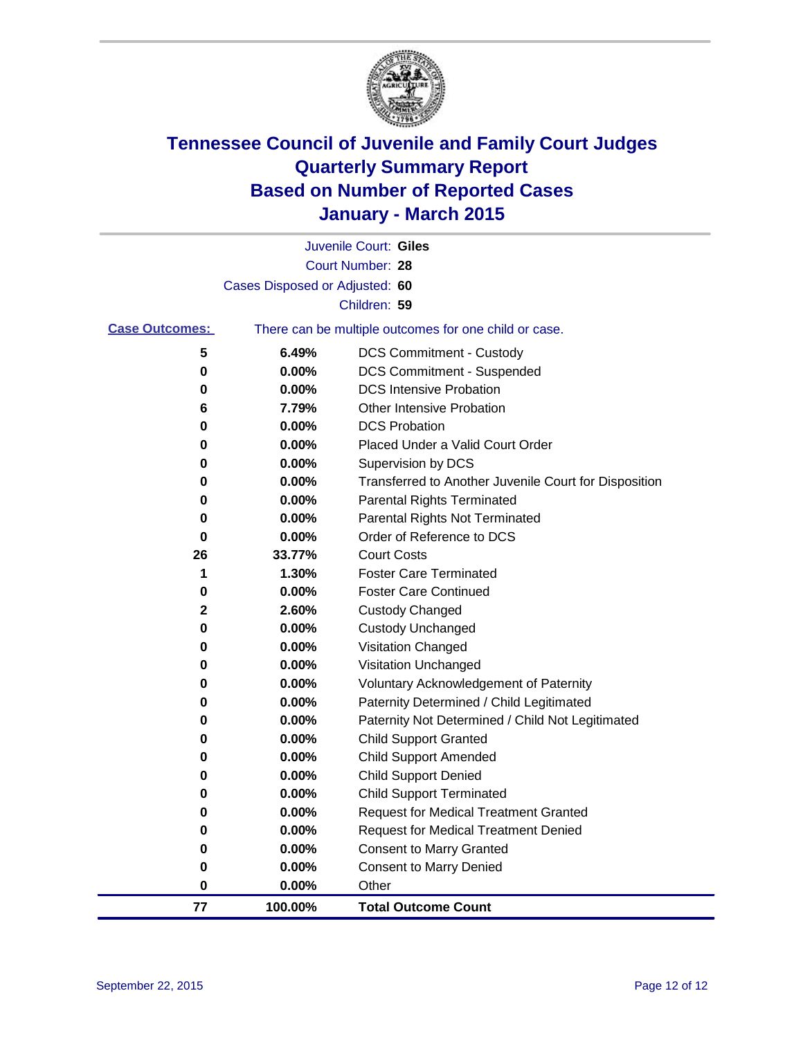# Tennessee Council of Juvenile and Family Court Judges
# Quarterly Summary Report
# Based on Number of Reported Cases
# January - March 2015

Juvenile Court: **Giles**

Court Number: **28**

Cases Disposed or Adjusted: **60**

Children: **59**

**Case Outcomes:** There can be multiple outcomes for one child or case.

| | | |
|---|---|---|
| 5 | 6.49% | DCS Commitment - Custody |
| 0 | 0.00% | DCS Commitment - Suspended |
| 0 | 0.00% | DCS Intensive Probation |
| 6 | 7.79% | Other Intensive Probation |
| 0 | 0.00% | DCS Probation |
| 0 | 0.00% | Placed Under a Valid Court Order |
| 0 | 0.00% | Supervision by DCS |
| 0 | 0.00% | Transferred to Another Juvenile Court for Disposition |
| 0 | 0.00% | Parental Rights Terminated |
| 0 | 0.00% | Parental Rights Not Terminated |
| 0 | 0.00% | Order of Reference to DCS |
| 26 | 33.77% | Court Costs |
| 1 | 1.30% | Foster Care Terminated |
| 0 | 0.00% | Foster Care Continued |
| 2 | 2.60% | Custody Changed |
| 0 | 0.00% | Custody Unchanged |
| 0 | 0.00% | Visitation Changed |
| 0 | 0.00% | Visitation Unchanged |
| 0 | 0.00% | Voluntary Acknowledgement of Paternity |
| 0 | 0.00% | Paternity Determined / Child Legitimated |
| 0 | 0.00% | Paternity Not Determined / Child Not Legitimated |
| 0 | 0.00% | Child Support Granted |
| 0 | 0.00% | Child Support Amended |
| 0 | 0.00% | Child Support Denied |
| 0 | 0.00% | Child Support Terminated |
| 0 | 0.00% | Request for Medical Treatment Granted |
| 0 | 0.00% | Request for Medical Treatment Denied |
| 0 | 0.00% | Consent to Marry Granted |
| 0 | 0.00% | Consent to Marry Denied |
| 0 | 0.00% | Other |
| **77** | **100.00%** | **Total Outcome Count** |

September 22, 2015